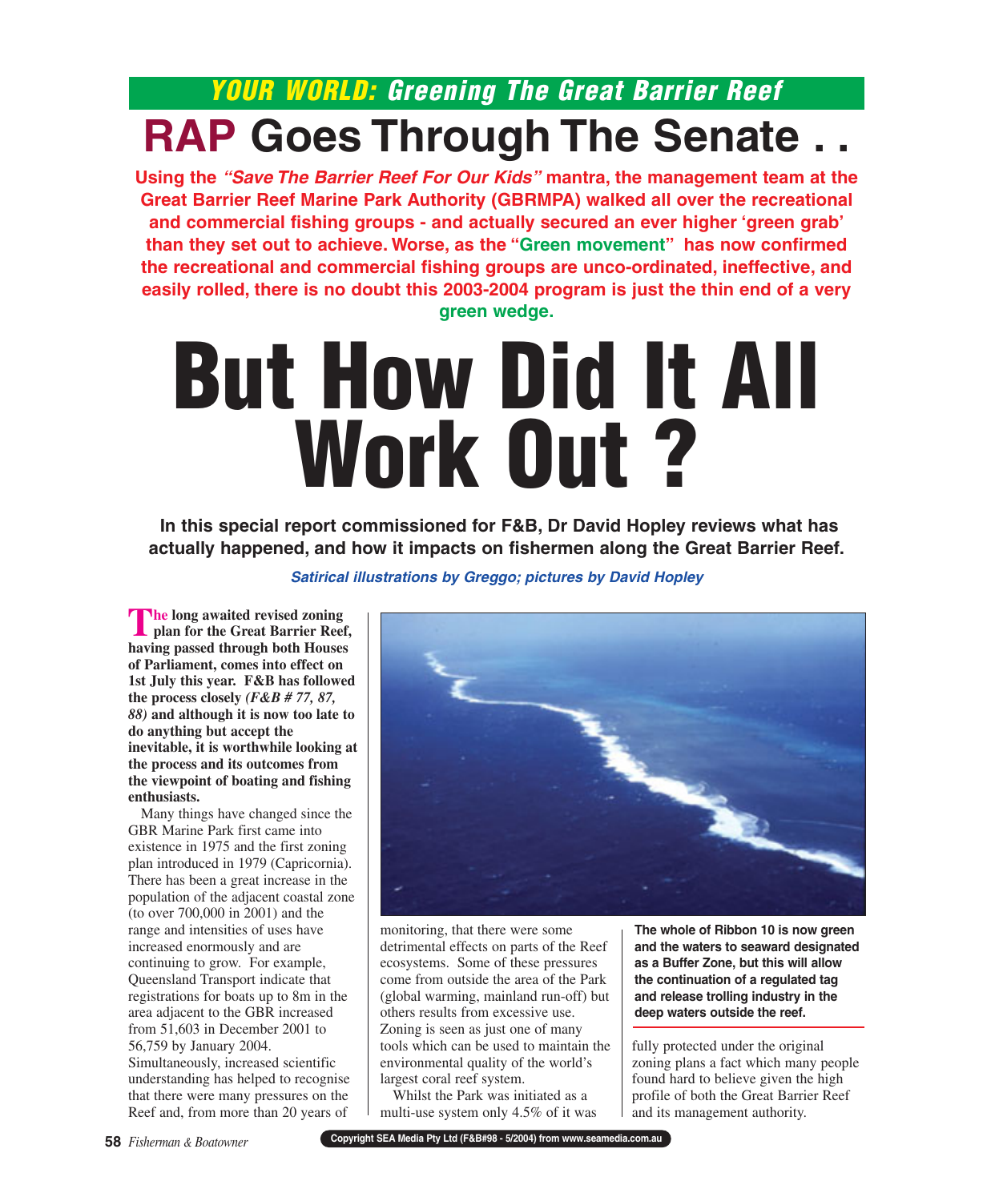## YOUR WORLD: Greening The Great Barrier Reef

# RAP Goes Through The Senate . .

**Using the *"Save The Barrier Reef For Our Kids"* mantra, the management team at the Great Barrier Reef Marine Park Authority (GBRMPA) walked all over the recreational and commercial fishing groups - and actually secured an ever higher 'green grab' than they set out to achieve. Worse, as the "Green movement" has now confirmed the recreational and commercial fishing groups are unco-ordinated, ineffective, and easily rolled, there is no doubt this 2003-2004 program is just the thin end of a very green wedge.**

# But How Did It All Work Out ?

**In this special report commissioned for F&B, Dr David Hopley reviews what has actually happened, and how it impacts on fishermen along the Great Barrier Reef.**

***Satirical illustrations by Greggo; pictures by David Hopley***

**The long awaited revised zoning plan for the Great Barrier Reef, having passed through both Houses of Parliament, comes into effect on 1st July this year. F&B has followed the process closely *(F&B # 77, 87, 88)* and although it is now too late to do anything but accept the inevitable, it is worthwhile looking at the process and its outcomes from the viewpoint of boating and fishing enthusiasts.**

Many things have changed since the GBR Marine Park first came into existence in 1975 and the first zoning plan introduced in 1979 (Capricornia). There has been a great increase in the population of the adjacent coastal zone (to over 700,000 in 2001) and the range and intensities of uses have increased enormously and are continuing to grow. For example, Queensland Transport indicate that registrations for boats up to 8m in the area adjacent to the GBR increased from 51,603 in December 2001 to 56,759 by January 2004. Simultaneously, increased scientific understanding has helped to recognise that there were many pressures on the Reef and, from more than 20 years of monitoring, that there were some detrimental effects on parts of the Reef ecosystems. Some of these pressures come from outside the area of the Park (global warming, mainland run-off) but others results from excessive use. Zoning is seen as just one of many tools which can be used to maintain the environmental quality of the world's largest coral reef system.

Whilst the Park was initiated as a multi-use system only 4.5% of it was fully protected under the original zoning plans a fact which many people found hard to believe given the high profile of both the Great Barrier Reef and its management authority.

**The whole of Ribbon 10 is now green and the waters to seaward designated as a Buffer Zone, but this will allow the continuation of a regulated tag and release trolling industry in the deep waters outside the reef.**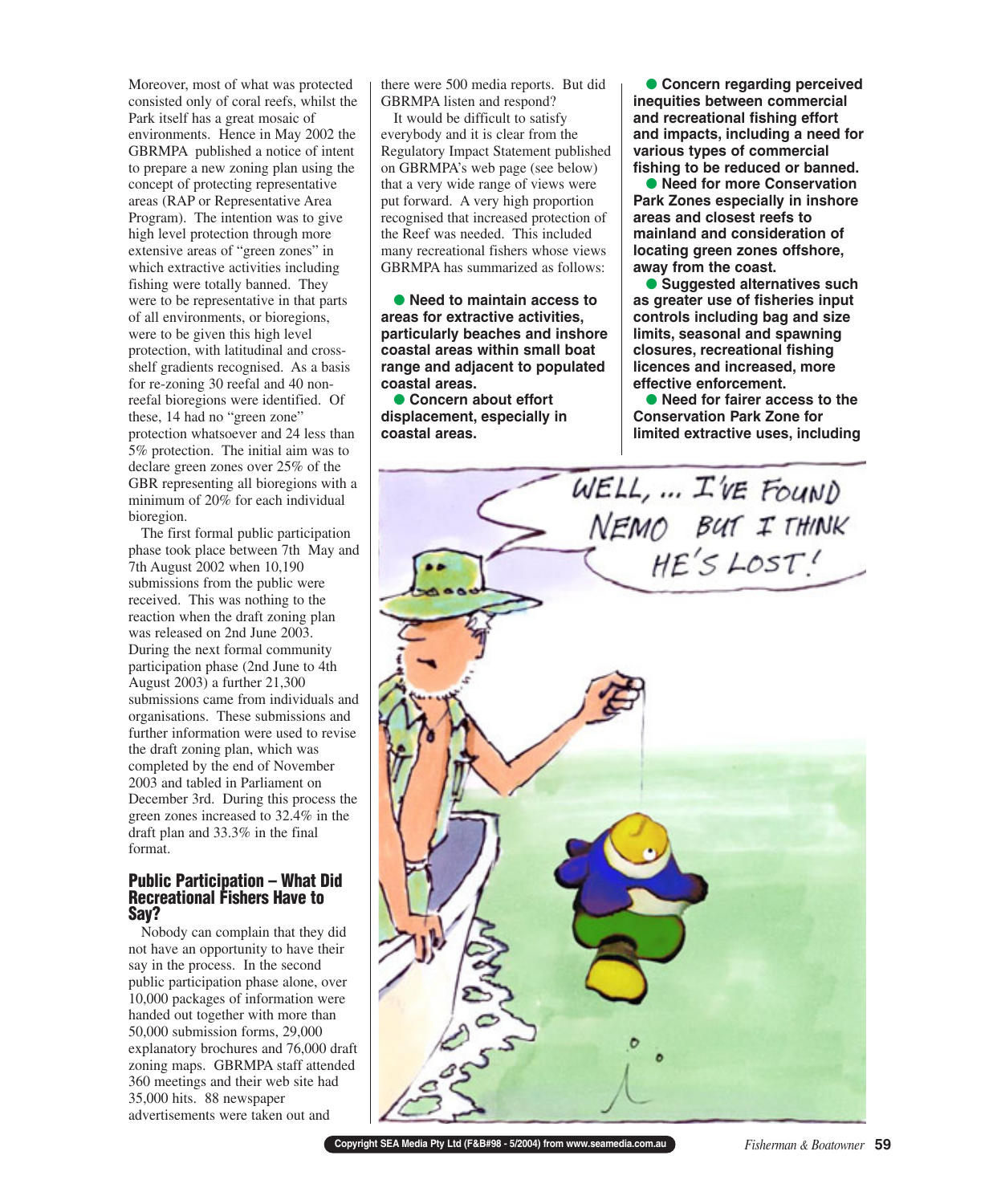Moreover, most of what was protected consisted only of coral reefs, whilst the Park itself has a great mosaic of environments. Hence in May 2002 the GBRMPA published a notice of intent to prepare a new zoning plan using the concept of protecting representative areas (RAP or Representative Area Program). The intention was to give high level protection through more extensive areas of "green zones" in which extractive activities including fishing were totally banned. They were to be representative in that parts of all environments, or bioregions, were to be given this high level protection, with latitudinal and cross-shelf gradients recognised. As a basis for re-zoning 30 reefal and 40 non-reefal bioregions were identified. Of these, 14 had no "green zone" protection whatsoever and 24 less than 5% protection. The initial aim was to declare green zones over 25% of the GBR representing all bioregions with a minimum of 20% for each individual bioregion.

The first formal public participation phase took place between 7th May and 7th August 2002 when 10,190 submissions from the public were received. This was nothing to the reaction when the draft zoning plan was released on 2nd June 2003. During the next formal community participation phase (2nd June to 4th August 2003) a further 21,300 submissions came from individuals and organisations. These submissions and further information were used to revise the draft zoning plan, which was completed by the end of November 2003 and tabled in Parliament on December 3rd. During this process the green zones increased to 32.4% in the draft plan and 33.3% in the final format.

## Public Participation – What Did Recreational Fishers Have to Say?

Nobody can complain that they did not have an opportunity to have their say in the process. In the second public participation phase alone, over 10,000 packages of information were handed out together with more than 50,000 submission forms, 29,000 explanatory brochures and 76,000 draft zoning maps. GBRMPA staff attended 360 meetings and their web site had 35,000 hits. 88 newspaper advertisements were taken out and there were 500 media reports. But did GBRMPA listen and respond?

It would be difficult to satisfy everybody and it is clear from the Regulatory Impact Statement published on GBRMPA's web page (see below) that a very wide range of views were put forward. A very high proportion recognised that increased protection of the Reef was needed. This included many recreational fishers whose views GBRMPA has summarized as follows:

- **Need to maintain access to areas for extractive activities, particularly beaches and inshore coastal areas within small boat range and adjacent to populated coastal areas.**
- **Concern about effort displacement, especially in coastal areas.**
- **Concern regarding perceived inequities between commercial and recreational fishing effort and impacts, including a need for various types of commercial fishing to be reduced or banned.**
- **Need for more Conservation Park Zones especially in inshore areas and closest reefs to mainland and consideration of locating green zones offshore, away from the coast.**
- **Suggested alternatives such as greater use of fisheries input controls including bag and size limits, seasonal and spawning closures, recreational fishing licences and increased, more effective enforcement.**
- **Need for fairer access to the Conservation Park Zone for limited extractive uses, including**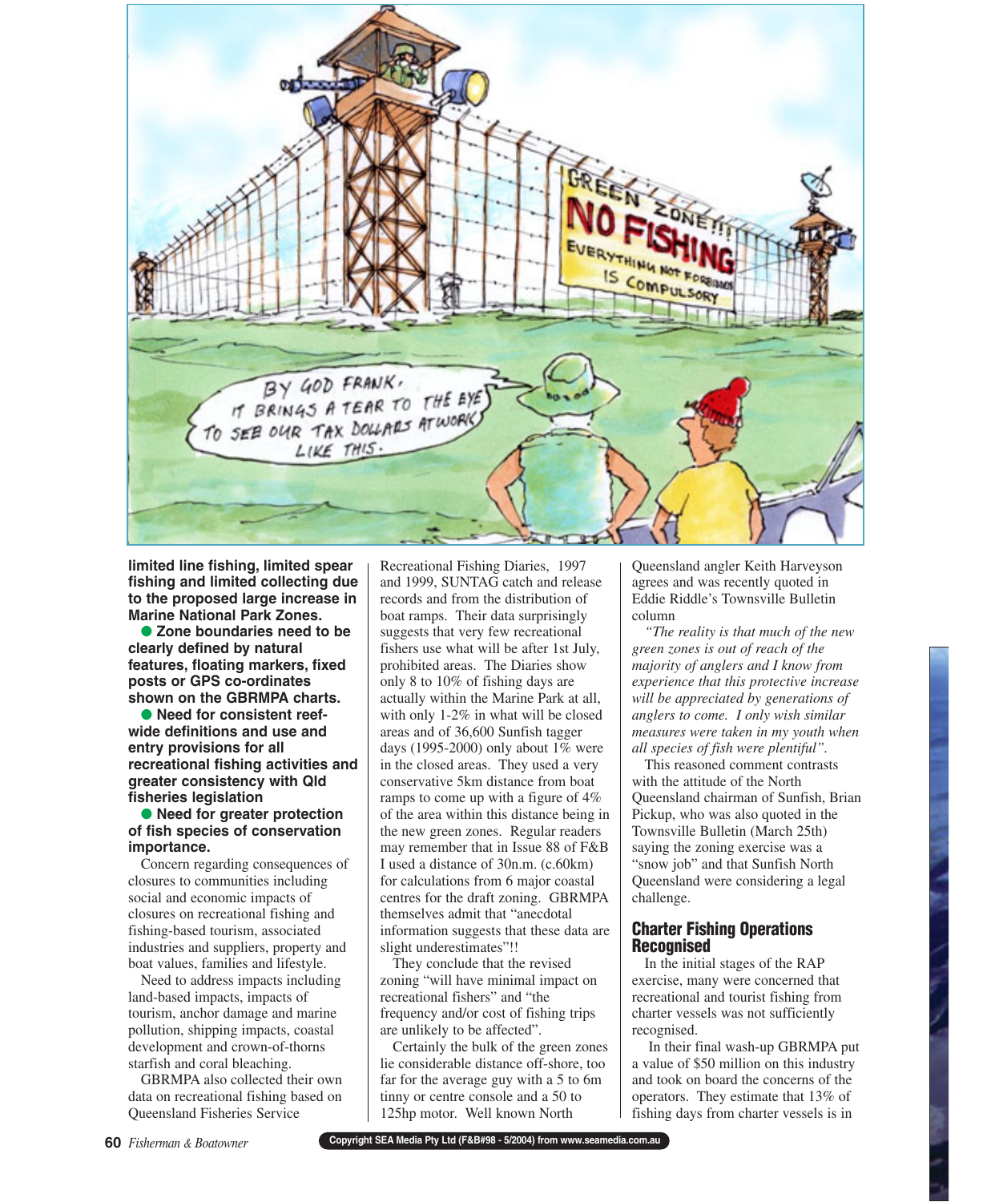**limited line fishing, limited spear fishing and limited collecting due to the proposed large increase in Marine National Park Zones.**

- **Zone boundaries need to be clearly defined by natural features, floating markers, fixed posts or GPS co-ordinates shown on the GBRMPA charts.**
- **Need for consistent reef-wide definitions and use and entry provisions for all recreational fishing activities and greater consistency with Qld fisheries legislation**
- **Need for greater protection of fish species of conservation importance.**

Concern regarding consequences of closures to communities including social and economic impacts of closures on recreational fishing and fishing-based tourism, associated industries and suppliers, property and boat values, families and lifestyle.

Need to address impacts including land-based impacts, impacts of tourism, anchor damage and marine pollution, shipping impacts, coastal development and crown-of-thorns starfish and coral bleaching.

GBRMPA also collected their own data on recreational fishing based on Queensland Fisheries Service Recreational Fishing Diaries, 1997 and 1999, SUNTAG catch and release records and from the distribution of boat ramps. Their data surprisingly suggests that very few recreational fishers use what will be after 1st July, prohibited areas. The Diaries show only 8 to 10% of fishing days are actually within the Marine Park at all, with only 1-2% in what will be closed areas and of 36,600 Sunfish tagger days (1995-2000) only about 1% were in the closed areas. They used a very conservative 5km distance from boat ramps to come up with a figure of 4% of the area within this distance being in the new green zones. Regular readers may remember that in Issue 88 of F&B I used a distance of 30n.m. (c.60km) for calculations from 6 major coastal centres for the draft zoning. GBRMPA themselves admit that "anecdotal information suggests that these data are slight underestimates"!!

They conclude that the revised zoning "will have minimal impact on recreational fishers" and "the frequency and/or cost of fishing trips are unlikely to be affected".

Certainly the bulk of the green zones lie considerable distance off-shore, too far for the average guy with a 5 to 6m tinny or centre console and a 50 to 125hp motor. Well known North Queensland angler Keith Harveyson agrees and was recently quoted in Eddie Riddle's Townsville Bulletin column

*"The reality is that much of the new green zones is out of reach of the majority of anglers and I know from experience that this protective increase will be appreciated by generations of anglers to come. I only wish similar measures were taken in my youth when all species of fish were plentiful".*

This reasoned comment contrasts with the attitude of the North Queensland chairman of Sunfish, Brian Pickup, who was also quoted in the Townsville Bulletin (March 25th) saying the zoning exercise was a "snow job" and that Sunfish North Queensland were considering a legal challenge.

## Charter Fishing Operations Recognised

In the initial stages of the RAP exercise, many were concerned that recreational and tourist fishing from charter vessels was not sufficiently recognised.

In their final wash-up GBRMPA put a value of $50 million on this industry and took on board the concerns of the operators. They estimate that 13% of fishing days from charter vessels is in

Copyright SEA Media Pty Ltd (F&B#98 - 5/2004) from www.seamedia.com.au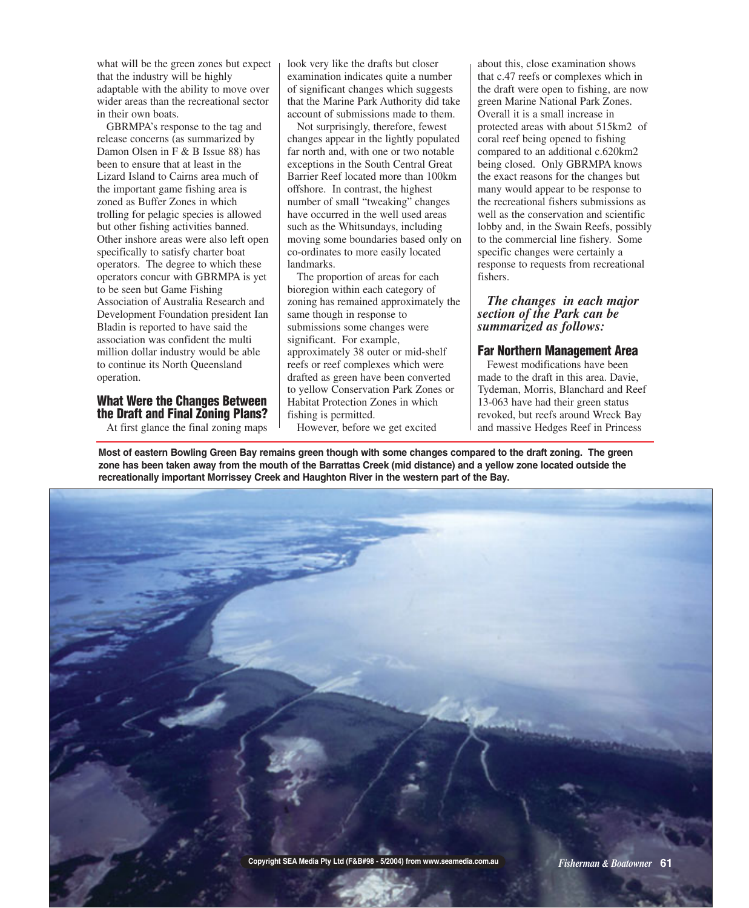what will be the green zones but expect that the industry will be highly adaptable with the ability to move over wider areas than the recreational sector in their own boats.

GBRMPA's response to the tag and release concerns (as summarized by Damon Olsen in F & B Issue 88) has been to ensure that at least in the Lizard Island to Cairns area much of the important game fishing area is zoned as Buffer Zones in which trolling for pelagic species is allowed but other fishing activities banned. Other inshore areas were also left open specifically to satisfy charter boat operators. The degree to which these operators concur with GBRMPA is yet to be seen but Game Fishing Association of Australia Research and Development Foundation president Ian Bladin is reported to have said the association was confident the multi million dollar industry would be able to continue its North Queensland operation.

## What Were the Changes Between the Draft and Final Zoning Plans?

At first glance the final zoning maps look very like the drafts but closer examination indicates quite a number of significant changes which suggests that the Marine Park Authority did take account of submissions made to them.

Not surprisingly, therefore, fewest changes appear in the lightly populated far north and, with one or two notable exceptions in the South Central Great Barrier Reef located more than 100km offshore. In contrast, the highest number of small "tweaking" changes have occurred in the well used areas such as the Whitsundays, including moving some boundaries based only on co-ordinates to more easily located landmarks.

The proportion of areas for each bioregion within each category of zoning has remained approximately the same though in response to submissions some changes were significant. For example, approximately 38 outer or mid-shelf reefs or reef complexes which were drafted as green have been converted to yellow Conservation Park Zones or Habitat Protection Zones in which fishing is permitted.

However, before we get excited about this, close examination shows that c.47 reefs or complexes which in the draft were open to fishing, are now green Marine National Park Zones. Overall it is a small increase in protected areas with about 515km2 of coral reef being opened to fishing compared to an additional c.620km2 being closed. Only GBRMPA knows the exact reasons for the changes but many would appear to be response to the recreational fishers submissions as well as the conservation and scientific lobby and, in the Swain Reefs, possibly to the commercial line fishery. Some specific changes were certainly a response to requests from recreational fishers.

***The changes in each major section of the Park can be summarized as follows:***

## Far Northern Management Area

Fewest modifications have been made to the draft in this area. Davie, Tydeman, Morris, Blanchard and Reef 13-063 have had their green status revoked, but reefs around Wreck Bay and massive Hedges Reef in Princess

**Most of eastern Bowling Green Bay remains green though with some changes compared to the draft zoning. The green zone has been taken away from the mouth of the Barrattas Creek (mid distance) and a yellow zone located outside the recreationally important Morrissey Creek and Haughton River in the western part of the Bay.**

Copyright SEA Media Pty Ltd (F&B#98 - 5/2004) from www.seamedia.com.au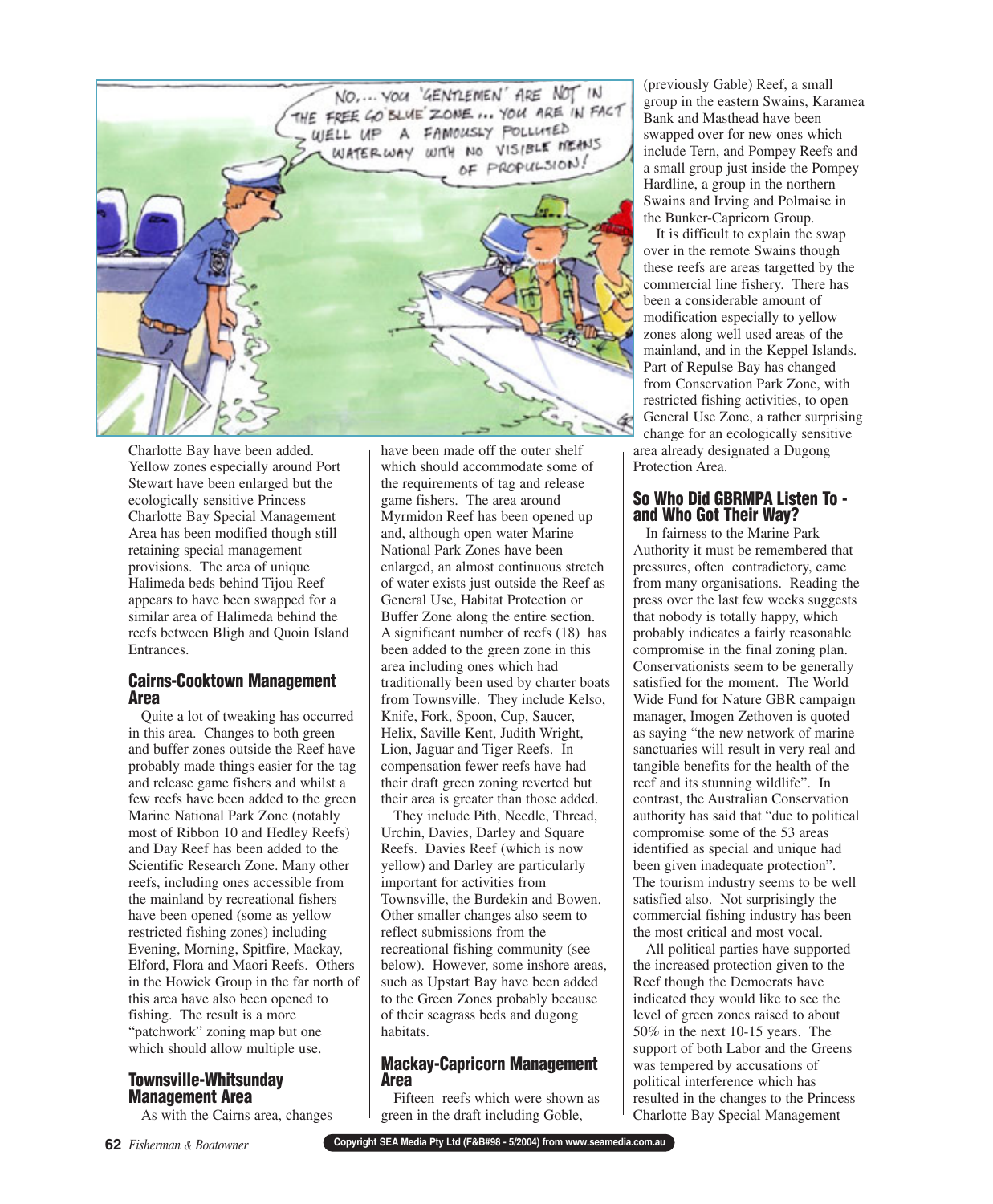Charlotte Bay have been added. Yellow zones especially around Port Stewart have been enlarged but the ecologically sensitive Princess Charlotte Bay Special Management Area has been modified though still retaining special management provisions. The area of unique Halimeda beds behind Tijou Reef appears to have been swapped for a similar area of Halimeda behind the reefs between Bligh and Quoin Island Entrances.

### Cairns-Cooktown Management Area

Quite a lot of tweaking has occurred in this area. Changes to both green and buffer zones outside the Reef have probably made things easier for the tag and release game fishers and whilst a few reefs have been added to the green Marine National Park Zone (notably most of Ribbon 10 and Hedley Reefs) and Day Reef has been added to the Scientific Research Zone. Many other reefs, including ones accessible from the mainland by recreational fishers have been opened (some as yellow restricted fishing zones) including Evening, Morning, Spitfire, Mackay, Elford, Flora and Maori Reefs. Others in the Howick Group in the far north of this area have also been opened to fishing. The result is a more "patchwork" zoning map but one which should allow multiple use.

### Townsville-Whitsunday Management Area

As with the Cairns area, changes have been made off the outer shelf which should accommodate some of the requirements of tag and release game fishers. The area around Myrmidon Reef has been opened up and, although open water Marine National Park Zones have been enlarged, an almost continuous stretch of water exists just outside the Reef as General Use, Habitat Protection or Buffer Zone along the entire section. A significant number of reefs (18) has been added to the green zone in this area including ones which had traditionally been used by charter boats from Townsville. They include Kelso, Knife, Fork, Spoon, Cup, Saucer, Helix, Saville Kent, Judith Wright, Lion, Jaguar and Tiger Reefs. In compensation fewer reefs have had their draft green zoning reverted but their area is greater than those added.

They include Pith, Needle, Thread, Urchin, Davies, Darley and Square Reefs. Davies Reef (which is now yellow) and Darley are particularly important for activities from Townsville, the Burdekin and Bowen. Other smaller changes also seem to reflect submissions from the recreational fishing community (see below). However, some inshore areas, such as Upstart Bay have been added to the Green Zones probably because of their seagrass beds and dugong habitats.

### Mackay-Capricorn Management Area

Fifteen reefs which were shown as green in the draft including Goble, (previously Gable) Reef, a small group in the eastern Swains, Karamea Bank and Masthead have been swapped over for new ones which include Tern, and Pompey Reefs and a small group just inside the Pompey Hardline, a group in the northern Swains and Irving and Polmaise in the Bunker-Capricorn Group.

It is difficult to explain the swap over in the remote Swains though these reefs are areas targetted by the commercial line fishery. There has been a considerable amount of modification especially to yellow zones along well used areas of the mainland, and in the Keppel Islands. Part of Repulse Bay has changed from Conservation Park Zone, with restricted fishing activities, to open General Use Zone, a rather surprising change for an ecologically sensitive area already designated a Dugong Protection Area.

### So Who Did GBRMPA Listen To - and Who Got Their Way?

In fairness to the Marine Park Authority it must be remembered that pressures, often contradictory, came from many organisations. Reading the press over the last few weeks suggests that nobody is totally happy, which probably indicates a fairly reasonable compromise in the final zoning plan. Conservationists seem to be generally satisfied for the moment. The World Wide Fund for Nature GBR campaign manager, Imogen Zethoven is quoted as saying "the new network of marine sanctuaries will result in very real and tangible benefits for the health of the reef and its stunning wildlife". In contrast, the Australian Conservation authority has said that "due to political compromise some of the 53 areas identified as special and unique had been given inadequate protection". The tourism industry seems to be well satisfied also. Not surprisingly the commercial fishing industry has been the most critical and most vocal.

All political parties have supported the increased protection given to the Reef though the Democrats have indicated they would like to see the level of green zones raised to about 50% in the next 10-15 years. The support of both Labor and the Greens was tempered by accusations of political interference which has resulted in the changes to the Princess Charlotte Bay Special Management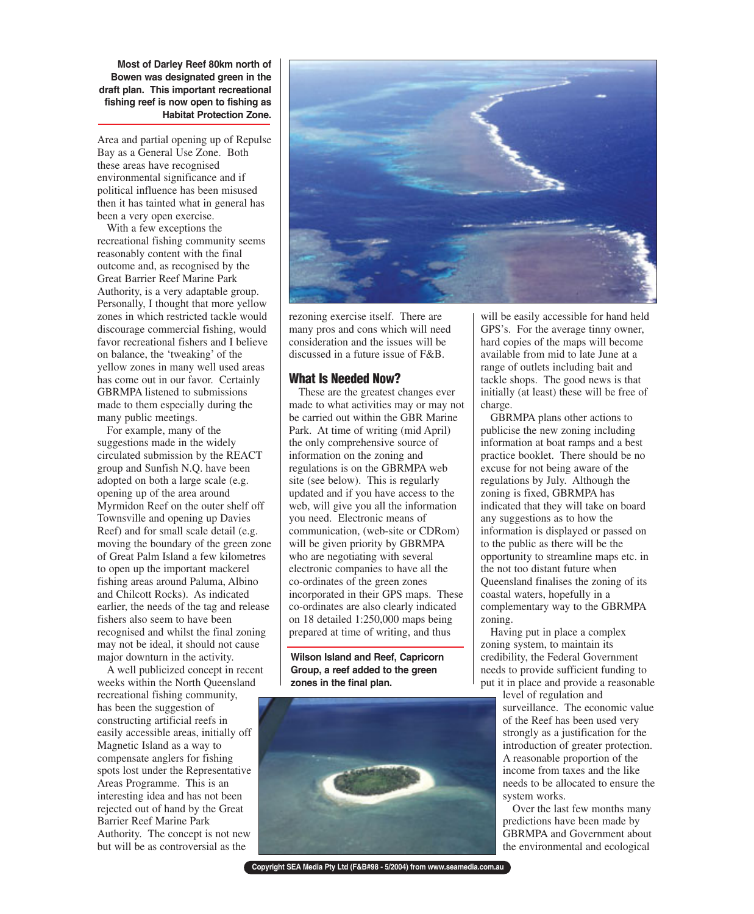**Most of Darley Reef 80km north of Bowen was designated green in the draft plan. This important recreational fishing reef is now open to fishing as Habitat Protection Zone.**

Area and partial opening up of Repulse Bay as a General Use Zone. Both these areas have recognised environmental significance and if political influence has been misused then it has tainted what in general has been a very open exercise.

With a few exceptions the recreational fishing community seems reasonably content with the final outcome and, as recognised by the Great Barrier Reef Marine Park Authority, is a very adaptable group. Personally, I thought that more yellow zones in which restricted tackle would discourage commercial fishing, would favor recreational fishers and I believe on balance, the 'tweaking' of the yellow zones in many well used areas has come out in our favor. Certainly GBRMPA listened to submissions made to them especially during the many public meetings.

For example, many of the suggestions made in the widely circulated submission by the REACT group and Sunfish N.Q. have been adopted on both a large scale (e.g. opening up of the area around Myrmidon Reef on the outer shelf off Townsville and opening up Davies Reef) and for small scale detail (e.g. moving the boundary of the green zone of Great Palm Island a few kilometres to open up the important mackerel fishing areas around Paluma, Albino and Chilcott Rocks). As indicated earlier, the needs of the tag and release fishers also seem to have been recognised and whilst the final zoning may not be ideal, it should not cause major downturn in the activity.

A well publicized concept in recent weeks within the North Queensland recreational fishing community, has been the suggestion of constructing artificial reefs in easily accessible areas, initially off Magnetic Island as a way to compensate anglers for fishing spots lost under the Representative Areas Programme. This is an interesting idea and has not been rejected out of hand by the Great Barrier Reef Marine Park Authority. The concept is not new but will be as controversial as the rezoning exercise itself. There are many pros and cons which will need consideration and the issues will be discussed in a future issue of F&B.

## What Is Needed Now?

These are the greatest changes ever made to what activities may or may not be carried out within the GBR Marine Park. At time of writing (mid April) the only comprehensive source of information on the zoning and regulations is on the GBRMPA web site (see below). This is regularly updated and if you have access to the web, will give you all the information you need. Electronic means of communication, (web-site or CDRom) will be given priority by GBRMPA who are negotiating with several electronic companies to have all the co-ordinates of the green zones incorporated in their GPS maps. These co-ordinates are also clearly indicated on 18 detailed 1:250,000 maps being prepared at time of writing, and thus will be easily accessible for hand held GPS's. For the average tinny owner, hard copies of the maps will become available from mid to late June at a range of outlets including bait and tackle shops. The good news is that initially (at least) these will be free of charge.

**Wilson Island and Reef, Capricorn Group, a reef added to the green zones in the final plan.**

GBRMPA plans other actions to publicise the new zoning including information at boat ramps and a best practice booklet. There should be no excuse for not being aware of the regulations by July. Although the zoning is fixed, GBRMPA has indicated that they will take on board any suggestions as to how the information is displayed or passed on to the public as there will be the opportunity to streamline maps etc. in the not too distant future when Queensland finalises the zoning of its coastal waters, hopefully in a complementary way to the GBRMPA zoning.

Having put in place a complex zoning system, to maintain its credibility, the Federal Government needs to provide sufficient funding to put it in place and provide a reasonable level of regulation and surveillance. The economic value of the Reef has been used very strongly as a justification for the introduction of greater protection. A reasonable proportion of the income from taxes and the like needs to be allocated to ensure the system works.

Over the last few months many predictions have been made by GBRMPA and Government about the environmental and ecological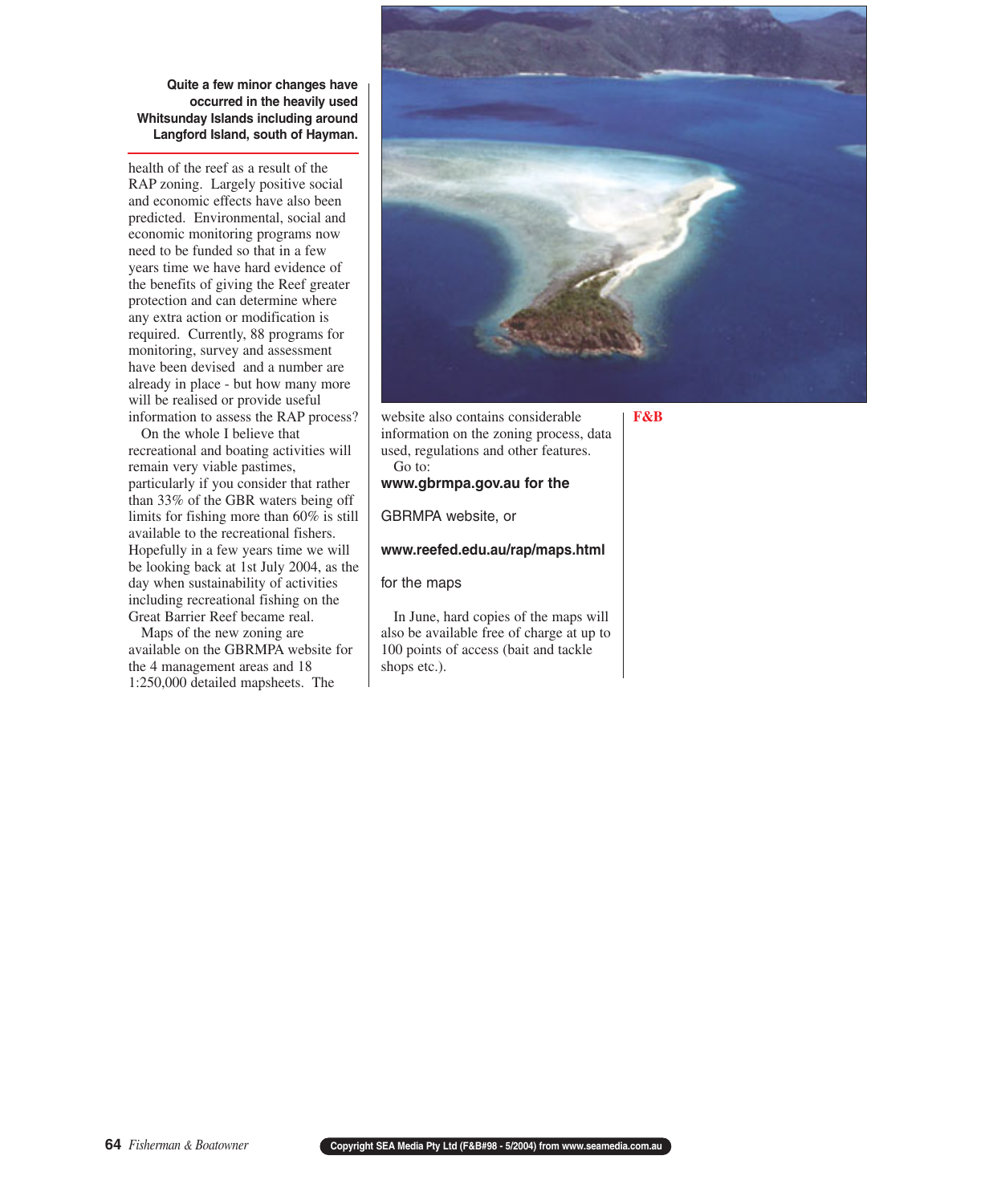**Quite a few minor changes have occurred in the heavily used Whitsunday Islands including around Langford Island, south of Hayman.**

health of the reef as a result of the RAP zoning. Largely positive social and economic effects have also been predicted. Environmental, social and economic monitoring programs now need to be funded so that in a few years time we have hard evidence of the benefits of giving the Reef greater protection and can determine where any extra action or modification is required. Currently, 88 programs for monitoring, survey and assessment have been devised and a number are already in place - but how many more will be realised or provide useful information to assess the RAP process?

On the whole I believe that recreational and boating activities will remain very viable pastimes, particularly if you consider that rather than 33% of the GBR waters being off limits for fishing more than 60% is still available to the recreational fishers. Hopefully in a few years time we will be looking back at 1st July 2004, as the day when sustainability of activities including recreational fishing on the Great Barrier Reef became real.

Maps of the new zoning are available on the GBRMPA website for the 4 management areas and 18 1:250,000 detailed mapsheets. The website also contains considerable information on the zoning process, data used, regulations and other features.

Go to:

**www.gbrmpa.gov.au for the**

GBRMPA website, or

**www.reefed.edu.au/rap/maps.html**

for the maps

In June, hard copies of the maps will also be available free of charge at up to 100 points of access (bait and tackle shops etc.).

**F&B**